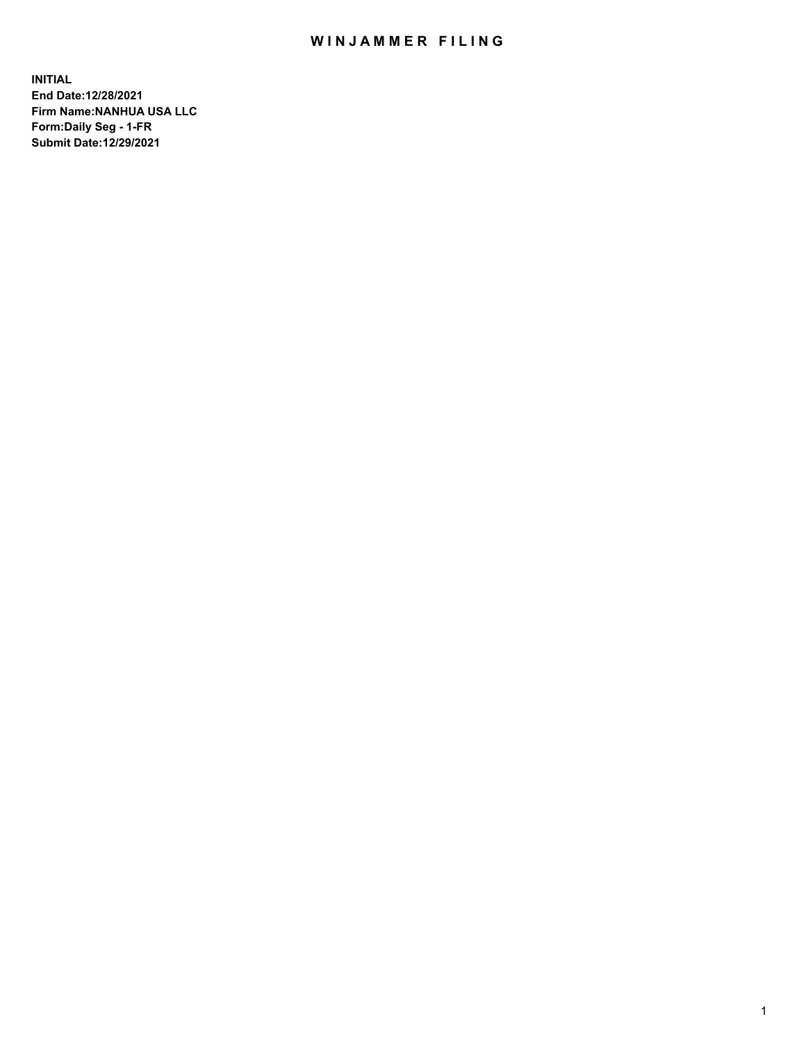# WINJAMMER FILING

**INITIAL**
**End Date:12/28/2021**
**Firm Name:NANHUA USA LLC**
**Form:Daily Seg - 1-FR**
**Submit Date:12/29/2021**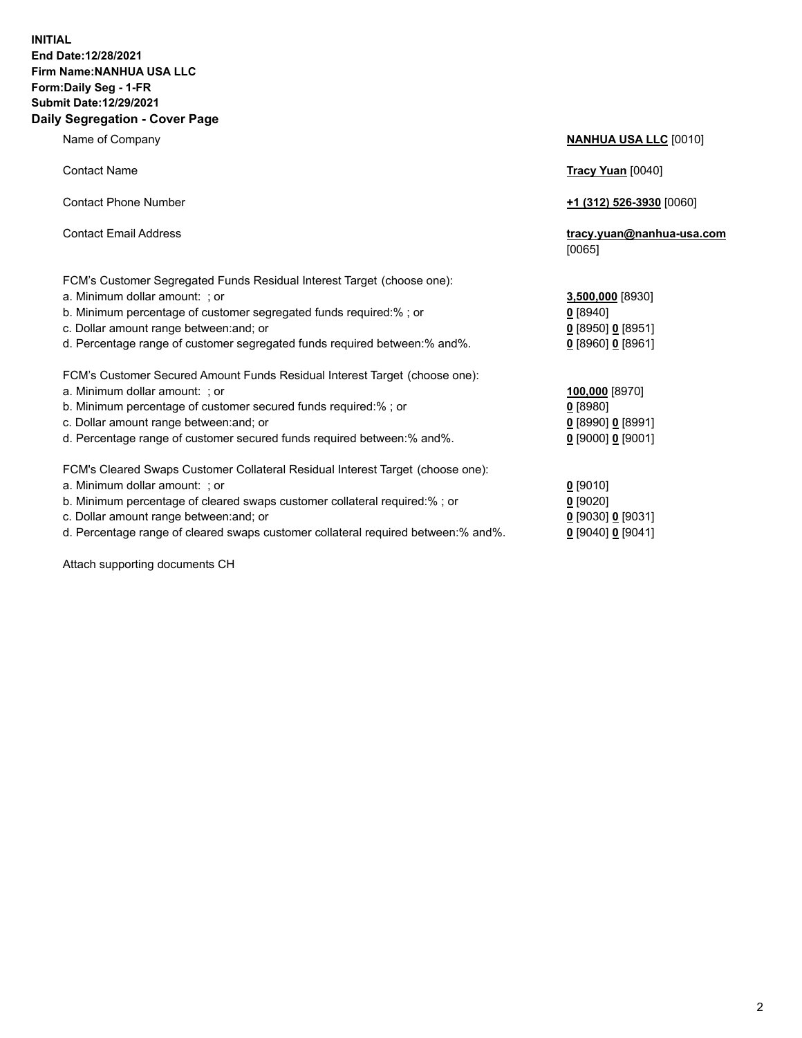**INITIAL**
**End Date:12/28/2021**
**Firm Name:NANHUA USA LLC**
**Form:Daily Seg - 1-FR**
**Submit Date:12/29/2021**

## Daily Segregation - Cover Page

| | |
|---|---|
| Name of Company | **NANHUA USA LLC** [0010] |
| Contact Name | **Tracy Yuan** [0040] |
| Contact Phone Number | **+1 (312) 526-3930** [0060] |
| Contact Email Address | **tracy.yuan@nanhua-usa.com** [0065] |

FCM's Customer Segregated Funds Residual Interest Target (choose one):

| | |
|---|---|
| a. Minimum dollar amount: ; or | **3,500,000** [8930] |
| b. Minimum percentage of customer segregated funds required:% ; or | **0** [8940] |
| c. Dollar amount range between:and; or | **0** [8950] **0** [8951] |
| d. Percentage range of customer segregated funds required between:% and%. | **0** [8960] **0** [8961] |

FCM's Customer Secured Amount Funds Residual Interest Target (choose one):

| | |
|---|---|
| a. Minimum dollar amount: ; or | **100,000** [8970] |
| b. Minimum percentage of customer secured funds required:% ; or | **0** [8980] |
| c. Dollar amount range between:and; or | **0** [8990] **0** [8991] |
| d. Percentage range of customer secured funds required between:% and%. | **0** [9000] **0** [9001] |

FCM's Cleared Swaps Customer Collateral Residual Interest Target (choose one):

| | |
|---|---|
| a. Minimum dollar amount: ; or | **0** [9010] |
| b. Minimum percentage of cleared swaps customer collateral required:% ; or | **0** [9020] |
| c. Dollar amount range between:and; or | **0** [9030] **0** [9031] |
| d. Percentage range of cleared swaps customer collateral required between:% and%. | **0** [9040] **0** [9041] |

Attach supporting documents CH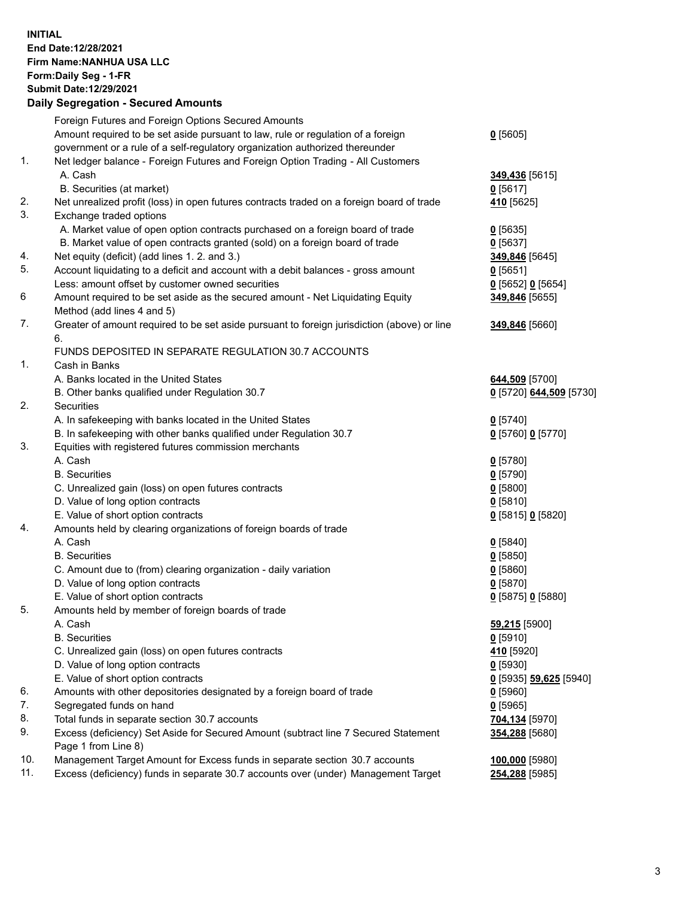**INITIAL**
**End Date:12/28/2021**
**Firm Name:NANHUA USA LLC**
**Form:Daily Seg - 1-FR**
**Submit Date:12/29/2021**

## Daily Segregation - Secured Amounts

| | | |
|---|---|---|
| | Foreign Futures and Foreign Options Secured Amounts | |
| | Amount required to be set aside pursuant to law, rule or regulation of a foreign government or a rule of a self-regulatory organization authorized thereunder | **0** [5605] |
| 1. | Net ledger balance - Foreign Futures and Foreign Option Trading - All Customers | |
| | A. Cash | **349,436** [5615] |
| | B. Securities (at market) | **0** [5617] |
| 2. | Net unrealized profit (loss) in open futures contracts traded on a foreign board of trade | **410** [5625] |
| 3. | Exchange traded options | |
| | A. Market value of open option contracts purchased on a foreign board of trade | **0** [5635] |
| | B. Market value of open contracts granted (sold) on a foreign board of trade | **0** [5637] |
| 4. | Net equity (deficit) (add lines 1. 2. and 3.) | **349,846** [5645] |
| 5. | Account liquidating to a deficit and account with a debit balances - gross amount | **0** [5651] |
| | Less: amount offset by customer owned securities | **0** [5652] **0** [5654] |
| 6 | Amount required to be set aside as the secured amount - Net Liquidating Equity Method (add lines 4 and 5) | **349,846** [5655] |
| 7. | Greater of amount required to be set aside pursuant to foreign jurisdiction (above) or line 6. | **349,846** [5660] |
| | FUNDS DEPOSITED IN SEPARATE REGULATION 30.7 ACCOUNTS | |
| 1. | Cash in Banks | |
| | A. Banks located in the United States | **644,509** [5700] |
| | B. Other banks qualified under Regulation 30.7 | **0** [5720] **644,509** [5730] |
| 2. | Securities | |
| | A. In safekeeping with banks located in the United States | **0** [5740] |
| | B. In safekeeping with other banks qualified under Regulation 30.7 | **0** [5760] **0** [5770] |
| 3. | Equities with registered futures commission merchants | |
| | A. Cash | **0** [5780] |
| | B. Securities | **0** [5790] |
| | C. Unrealized gain (loss) on open futures contracts | **0** [5800] |
| | D. Value of long option contracts | **0** [5810] |
| | E. Value of short option contracts | **0** [5815] **0** [5820] |
| 4. | Amounts held by clearing organizations of foreign boards of trade | |
| | A. Cash | **0** [5840] |
| | B. Securities | **0** [5850] |
| | C. Amount due to (from) clearing organization - daily variation | **0** [5860] |
| | D. Value of long option contracts | **0** [5870] |
| | E. Value of short option contracts | **0** [5875] **0** [5880] |
| 5. | Amounts held by member of foreign boards of trade | |
| | A. Cash | **59,215** [5900] |
| | B. Securities | **0** [5910] |
| | C. Unrealized gain (loss) on open futures contracts | **410** [5920] |
| | D. Value of long option contracts | **0** [5930] |
| | E. Value of short option contracts | **0** [5935] **59,625** [5940] |
| 6. | Amounts with other depositories designated by a foreign board of trade | **0** [5960] |
| 7. | Segregated funds on hand | **0** [5965] |
| 8. | Total funds in separate section 30.7 accounts | **704,134** [5970] |
| 9. | Excess (deficiency) Set Aside for Secured Amount (subtract line 7 Secured Statement Page 1 from Line 8) | **354,288** [5680] |
| 10. | Management Target Amount for Excess funds in separate section 30.7 accounts | **100,000** [5980] |
| 11. | Excess (deficiency) funds in separate 30.7 accounts over (under) Management Target | **254,288** [5985] |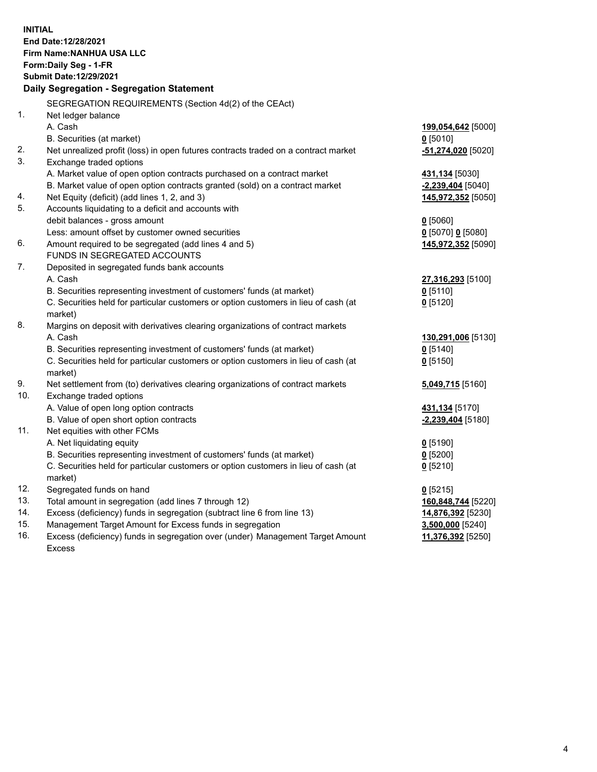**INITIAL**
**End Date:12/28/2021**
**Firm Name:NANHUA USA LLC**
**Form:Daily Seg - 1-FR**
**Submit Date:12/29/2021**

## Daily Segregation - Segregation Statement

| | | |
|---|---|---|
| | SEGREGATION REQUIREMENTS (Section 4d(2) of the CEAct) | |
| 1. | Net ledger balance | |
| | A. Cash | **199,054,642** [5000] |
| | B. Securities (at market) | **0** [5010] |
| 2. | Net unrealized profit (loss) in open futures contracts traded on a contract market | **-51,274,020** [5020] |
| 3. | Exchange traded options | |
| | A. Market value of open option contracts purchased on a contract market | **431,134** [5030] |
| | B. Market value of open option contracts granted (sold) on a contract market | **-2,239,404** [5040] |
| 4. | Net Equity (deficit) (add lines 1, 2, and 3) | **145,972,352** [5050] |
| 5. | Accounts liquidating to a deficit and accounts with debit balances - gross amount | **0** [5060] |
| | Less: amount offset by customer owned securities | **0** [5070] **0** [5080] |
| 6. | Amount required to be segregated (add lines 4 and 5) | **145,972,352** [5090] |
| | FUNDS IN SEGREGATED ACCOUNTS | |
| 7. | Deposited in segregated funds bank accounts | |
| | A. Cash | **27,316,293** [5100] |
| | B. Securities representing investment of customers' funds (at market) | **0** [5110] |
| | C. Securities held for particular customers or option customers in lieu of cash (at market) | **0** [5120] |
| 8. | Margins on deposit with derivatives clearing organizations of contract markets | |
| | A. Cash | **130,291,006** [5130] |
| | B. Securities representing investment of customers' funds (at market) | **0** [5140] |
| | C. Securities held for particular customers or option customers in lieu of cash (at market) | **0** [5150] |
| 9. | Net settlement from (to) derivatives clearing organizations of contract markets | **5,049,715** [5160] |
| 10. | Exchange traded options | |
| | A. Value of open long option contracts | **431,134** [5170] |
| | B. Value of open short option contracts | **-2,239,404** [5180] |
| 11. | Net equities with other FCMs | |
| | A. Net liquidating equity | **0** [5190] |
| | B. Securities representing investment of customers' funds (at market) | **0** [5200] |
| | C. Securities held for particular customers or option customers in lieu of cash (at market) | **0** [5210] |
| 12. | Segregated funds on hand | **0** [5215] |
| 13. | Total amount in segregation (add lines 7 through 12) | **160,848,744** [5220] |
| 14. | Excess (deficiency) funds in segregation (subtract line 6 from line 13) | **14,876,392** [5230] |
| 15. | Management Target Amount for Excess funds in segregation | **3,500,000** [5240] |
| 16. | Excess (deficiency) funds in segregation over (under) Management Target Amount Excess | **11,376,392** [5250] |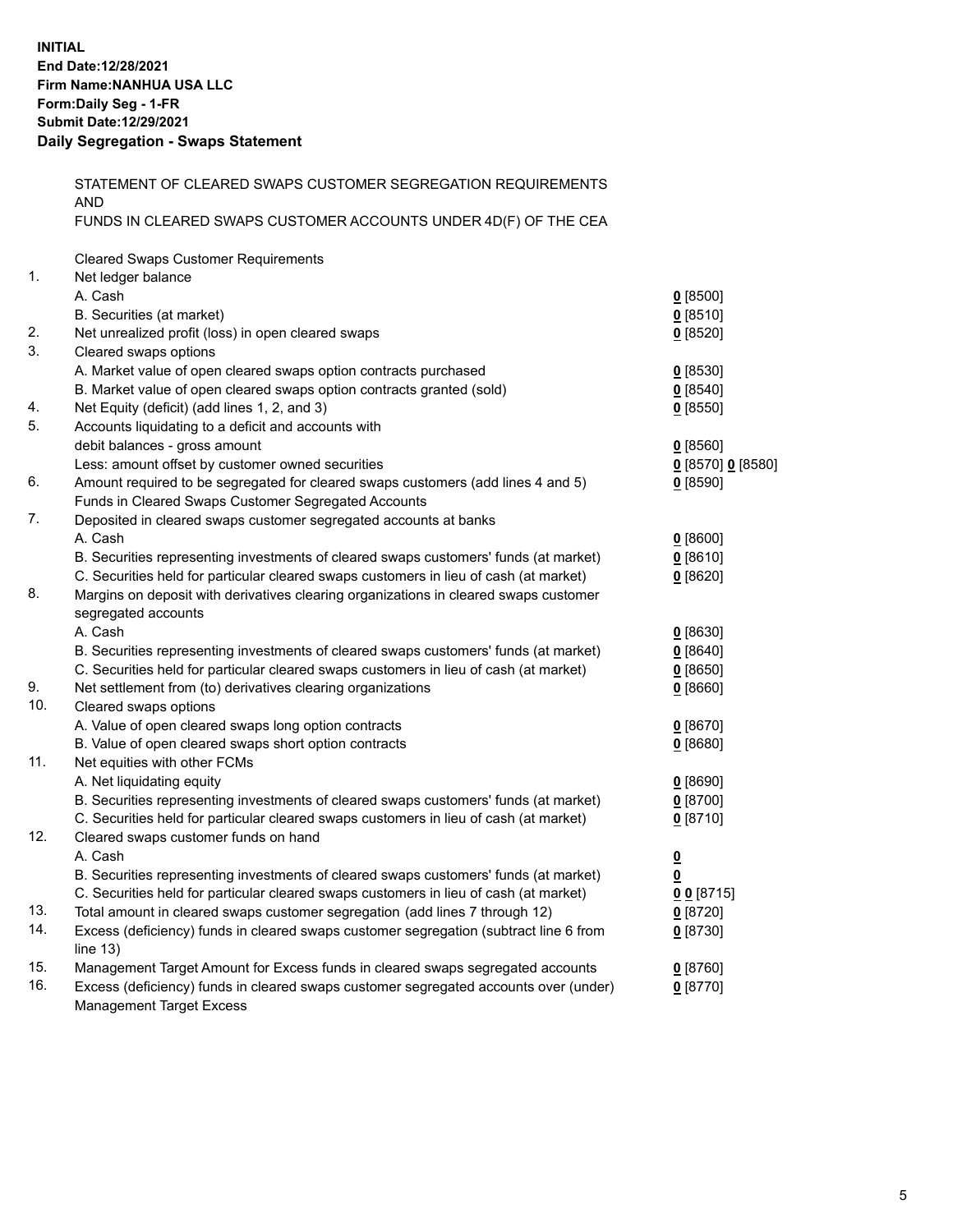**INITIAL**
**End Date:12/28/2021**
**Firm Name:NANHUA USA LLC**
**Form:Daily Seg - 1-FR**
**Submit Date:12/29/2021**
**Daily Segregation - Swaps Statement**

STATEMENT OF CLEARED SWAPS CUSTOMER SEGREGATION REQUIREMENTS AND
FUNDS IN CLEARED SWAPS CUSTOMER ACCOUNTS UNDER 4D(F) OF THE CEA

| | | |
|---|---|---|
| | Cleared Swaps Customer Requirements | |
| 1. | Net ledger balance | |
| | A. Cash | 0 [8500] |
| | B. Securities (at market) | 0 [8510] |
| 2. | Net unrealized profit (loss) in open cleared swaps | 0 [8520] |
| 3. | Cleared swaps options | |
| | A. Market value of open cleared swaps option contracts purchased | 0 [8530] |
| | B. Market value of open cleared swaps option contracts granted (sold) | 0 [8540] |
| 4. | Net Equity (deficit) (add lines 1, 2, and 3) | 0 [8550] |
| 5. | Accounts liquidating to a deficit and accounts with | |
| | debit balances - gross amount | 0 [8560] |
| | Less: amount offset by customer owned securities | 0 [8570] 0 [8580] |
| 6. | Amount required to be segregated for cleared swaps customers (add lines 4 and 5) | 0 [8590] |
| | Funds in Cleared Swaps Customer Segregated Accounts | |
| 7. | Deposited in cleared swaps customer segregated accounts at banks | |
| | A. Cash | 0 [8600] |
| | B. Securities representing investments of cleared swaps customers' funds (at market) | 0 [8610] |
| | C. Securities held for particular cleared swaps customers in lieu of cash (at market) | 0 [8620] |
| 8. | Margins on deposit with derivatives clearing organizations in cleared swaps customer segregated accounts | |
| | A. Cash | 0 [8630] |
| | B. Securities representing investments of cleared swaps customers' funds (at market) | 0 [8640] |
| | C. Securities held for particular cleared swaps customers in lieu of cash (at market) | 0 [8650] |
| 9. | Net settlement from (to) derivatives clearing organizations | 0 [8660] |
| 10. | Cleared swaps options | |
| | A. Value of open cleared swaps long option contracts | 0 [8670] |
| | B. Value of open cleared swaps short option contracts | 0 [8680] |
| 11. | Net equities with other FCMs | |
| | A. Net liquidating equity | 0 [8690] |
| | B. Securities representing investments of cleared swaps customers' funds (at market) | 0 [8700] |
| | C. Securities held for particular cleared swaps customers in lieu of cash (at market) | 0 [8710] |
| 12. | Cleared swaps customer funds on hand | |
| | A. Cash | 0 |
| | B. Securities representing investments of cleared swaps customers' funds (at market) | 0 |
| | C. Securities held for particular cleared swaps customers in lieu of cash (at market) | 0 0 [8715] |
| 13. | Total amount in cleared swaps customer segregation (add lines 7 through 12) | 0 [8720] |
| 14. | Excess (deficiency) funds in cleared swaps customer segregation (subtract line 6 from line 13) | 0 [8730] |
| 15. | Management Target Amount for Excess funds in cleared swaps segregated accounts | 0 [8760] |
| 16. | Excess (deficiency) funds in cleared swaps customer segregated accounts over (under) Management Target Excess | 0 [8770] |